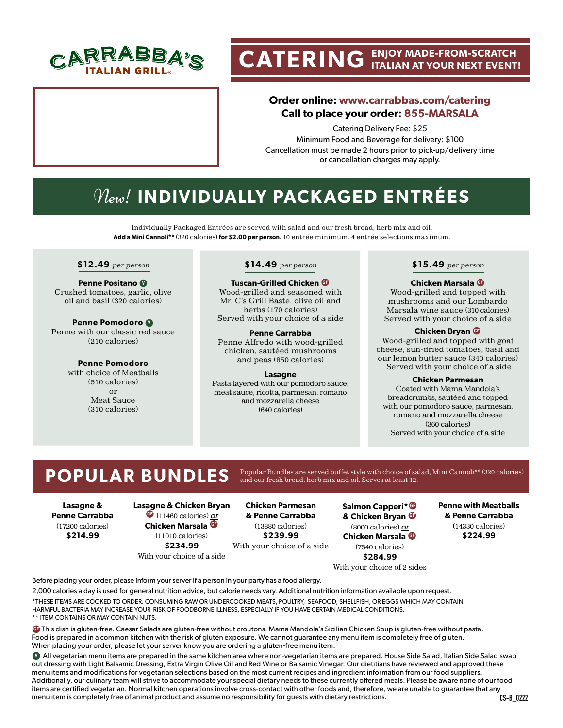# CARRABBA'S ITALIAN GRILL

# CATERING ENJOY MADE-FROM-SCRATCH ITALIAN AT YOUR NEXT EVENT!

**Order online: www.carrabbas.com/catering**
**Call to place your order: 855-MARSALA**

Catering Delivery Fee: $25
Minimum Food and Beverage for delivery: $100
Cancellation must be made 2 hours prior to pick-up/delivery time or cancellation charges may apply.

## *New!* INDIVIDUALLY PACKAGED ENTRÉES

Individually Packaged Entrées are served with salad and our fresh bread, herb mix and oil.
**Add a Mini Cannoli**** (320 calories) **for $2.00 per person.** 10 entrée minimum. 4 entrée selections maximum.

### $12.49 *per person*

**Penne Positano** V
Crushed tomatoes, garlic, olive oil and basil (320 calories)

**Penne Pomodoro** V
Penne with our classic red sauce (210 calories)

**Penne Pomodoro**
with choice of Meatballs (510 calories) or Meat Sauce (310 calories)

### $14.49 *per person*

**Tuscan-Grilled Chicken** GF
Wood-grilled and seasoned with Mr. C's Grill Baste, olive oil and herbs (170 calories)
Served with your choice of a side

**Penne Carrabba**
Penne Alfredo with wood-grilled chicken, sautéed mushrooms and peas (850 calories)

**Lasagne**
Pasta layered with our pomodoro sauce, meat sauce, ricotta, parmesan, romano and mozzarella cheese (640 calories)

### $15.49 *per person*

**Chicken Marsala** GF
Wood-grilled and topped with mushrooms and our Lombardo Marsala wine sauce (310 calories)
Served with your choice of a side

**Chicken Bryan** GF
Wood-grilled and topped with goat cheese, sun-dried tomatoes, basil and our lemon butter sauce (340 calories)
Served with your choice of a side

**Chicken Parmesan**
Coated with Mama Mandola's breadcrumbs, sautéed and topped with our pomodoro sauce, parmesan, romano and mozzarella cheese (360 calories)
Served with your choice of a side

## POPULAR BUNDLES

Popular Bundles are served buffet style with choice of salad, Mini Cannoli** (320 calories) and our fresh bread, herb mix and oil. Serves at least 12.

**Lasagne & Penne Carrabba**
(17200 calories)
**$214.99**

**Lasagne & Chicken Bryan** GF (11460 calories) *or* **Chicken Marsala** GF (11010 calories)
**$234.99**
With your choice of a side

**Chicken Parmesan & Penne Carrabba**
(13880 calories)
**$239.99**
With your choice of a side

**Salmon Capperi*** GF **& Chicken Bryan** GF (8000 calories) *or* **Chicken Marsala** GF (7540 calories)
**$284.99**
With your choice of 2 sides

**Penne with Meatballs & Penne Carrabba**
(14330 calories)
**$224.99**

Before placing your order, please inform your server if a person in your party has a food allergy.

2,000 calories a day is used for general nutrition advice, but calorie needs vary. Additional nutrition information available upon request.

*THESE ITEMS ARE COOKED TO ORDER. CONSUMING RAW OR UNDERCOOKED MEATS, POULTRY, SEAFOOD, SHELLFISH, OR EGGS WHICH MAY CONTAIN HARMFUL BACTERIA MAY INCREASE YOUR RISK OF FOODBORNE ILLNESS, ESPECIALLY IF YOU HAVE CERTAIN MEDICAL CONDITIONS.
** ITEM CONTAINS OR MAY CONTAIN NUTS.

GF This dish is gluten-free. Caesar Salads are gluten-free without croutons. Mama Mandola's Sicilian Chicken Soup is gluten-free without pasta. Food is prepared in a common kitchen with the risk of gluten exposure. We cannot guarantee any menu item is completely free of gluten. When placing your order, please let your server know you are ordering a gluten-free menu item.

V All vegetarian menu items are prepared in the same kitchen area where non-vegetarian items are prepared. House Side Salad, Italian Side Salad swap out dressing with Light Balsamic Dressing, Extra Virgin Olive Oil and Red Wine or Balsamic Vinegar. Our dietitians have reviewed and approved these menu items and modifications for vegetarian selections based on the most current recipes and ingredient information from our food suppliers. Additionally, our culinary team will strive to accommodate your special dietary needs to these currently offered meals. Please be aware none of our food items are certified vegetarian. Normal kitchen operations involve cross-contact with other foods and, therefore, we are unable to guarantee that any menu item is completely free of animal product and assume no responsibility for guests with dietary restrictions.

CS-B_0222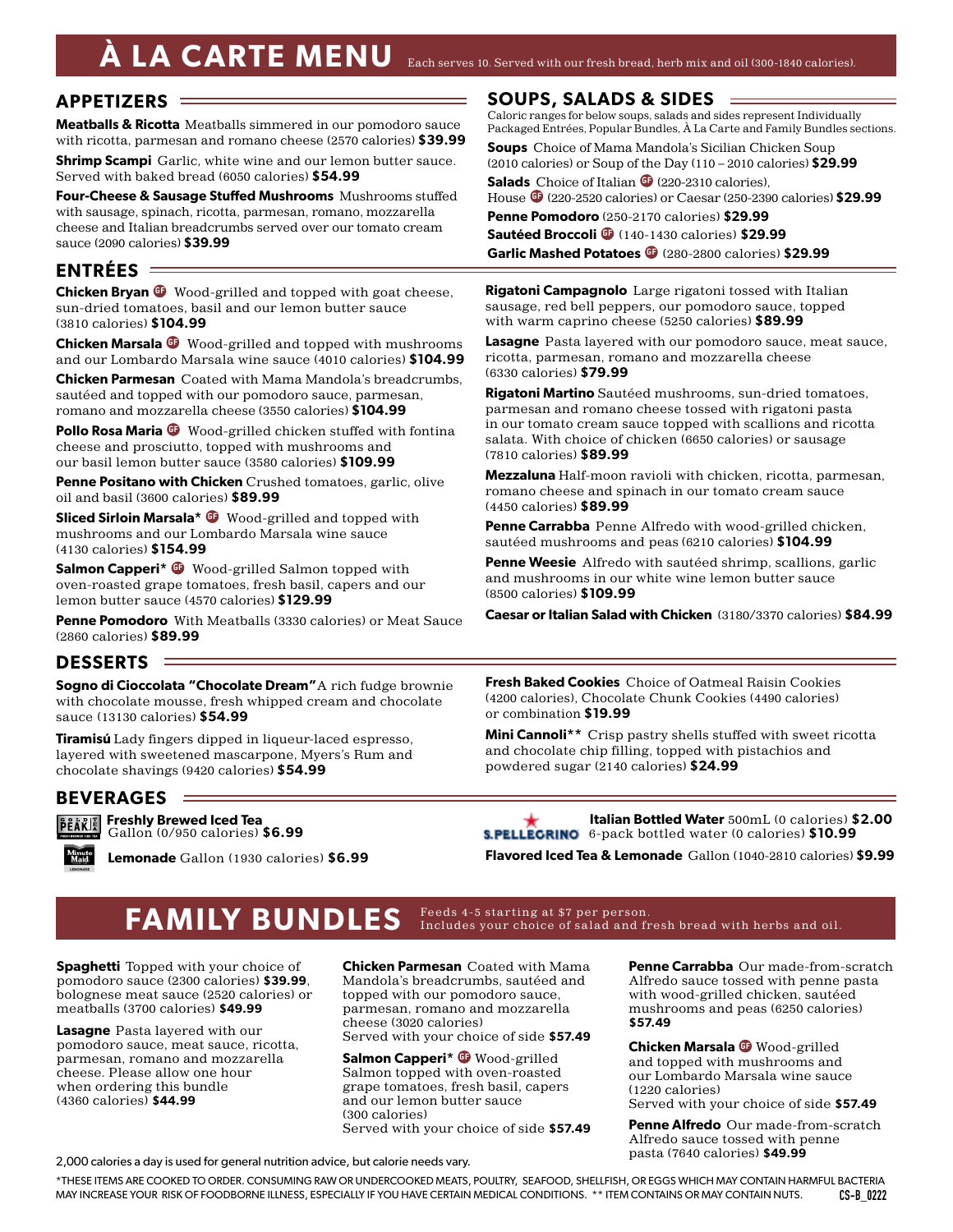# À LA CARTE MENU

Each serves 10. Served with our fresh bread, herb mix and oil (300-1840 calories).

## APPETIZERS

**Meatballs & Ricotta** Meatballs simmered in our pomodoro sauce with ricotta, parmesan and romano cheese (2570 calories) **$39.99**

**Shrimp Scampi** Garlic, white wine and our lemon butter sauce. Served with baked bread (6050 calories) **$54.99**

**Four-Cheese & Sausage Stuffed Mushrooms** Mushrooms stuffed with sausage, spinach, ricotta, parmesan, romano, mozzarella cheese and Italian breadcrumbs served over our tomato cream sauce (2090 calories) **$39.99**

## SOUPS, SALADS & SIDES

Caloric ranges for below soups, salads and sides represent Individually Packaged Entrées, Popular Bundles, À La Carte and Family Bundles sections.

**Soups** Choice of Mama Mandola's Sicilian Chicken Soup (2010 calories) or Soup of the Day (110 – 2010 calories) **$29.99**

**Salads** Choice of Italian GF (220-2310 calories), House GF (220-2520 calories) or Caesar (250-2390 calories) **$29.99**

**Penne Pomodoro** (250-2170 calories) **$29.99**

**Sautéed Broccoli** GF (140-1430 calories) **$29.99**

**Garlic Mashed Potatoes** GF (280-2800 calories) **$29.99**

## ENTRÉES

**Chicken Bryan** GF Wood-grilled and topped with goat cheese, sun-dried tomatoes, basil and our lemon butter sauce (3810 calories) **$104.99**

**Chicken Marsala** GF Wood-grilled and topped with mushrooms and our Lombardo Marsala wine sauce (4010 calories) **$104.99**

**Chicken Parmesan** Coated with Mama Mandola's breadcrumbs, sautéed and topped with our pomodoro sauce, parmesan, romano and mozzarella cheese (3550 calories) **$104.99**

**Pollo Rosa Maria** GF Wood-grilled chicken stuffed with fontina cheese and prosciutto, topped with mushrooms and our basil lemon butter sauce (3580 calories) **$109.99**

**Penne Positano with Chicken** Crushed tomatoes, garlic, olive oil and basil (3600 calories) **$89.99**

**Sliced Sirloin Marsala*** GF Wood-grilled and topped with mushrooms and our Lombardo Marsala wine sauce (4130 calories) **$154.99**

**Salmon Capperi*** GF Wood-grilled Salmon topped with oven-roasted grape tomatoes, fresh basil, capers and our lemon butter sauce (4570 calories) **$129.99**

**Penne Pomodoro** With Meatballs (3330 calories) or Meat Sauce (2860 calories) **$89.99**

**Rigatoni Campagnolo** Large rigatoni tossed with Italian sausage, red bell peppers, our pomodoro sauce, topped with warm caprino cheese (5250 calories) **$89.99**

**Lasagne** Pasta layered with our pomodoro sauce, meat sauce, ricotta, parmesan, romano and mozzarella cheese (6330 calories) **$79.99**

**Rigatoni Martino** Sautéed mushrooms, sun-dried tomatoes, parmesan and romano cheese tossed with rigatoni pasta in our tomato cream sauce topped with scallions and ricotta salata. With choice of chicken (6650 calories) or sausage (7810 calories) **$89.99**

**Mezzaluna** Half-moon ravioli with chicken, ricotta, parmesan, romano cheese and spinach in our tomato cream sauce (4450 calories) **$89.99**

**Penne Carrabba** Penne Alfredo with wood-grilled chicken, sautéed mushrooms and peas (6210 calories) **$104.99**

**Penne Weesie** Alfredo with sautéed shrimp, scallions, garlic and mushrooms in our white wine lemon butter sauce (8500 calories) **$109.99**

**Caesar or Italian Salad with Chicken** (3180/3370 calories) **$84.99**

## DESSERTS

**Sogno di Cioccolata "Chocolate Dream"** A rich fudge brownie with chocolate mousse, fresh whipped cream and chocolate sauce (13130 calories) **$54.99**

**Tiramisú** Lady fingers dipped in liqueur-laced espresso, layered with sweetened mascarpone, Myers's Rum and chocolate shavings (9420 calories) **$54.99**

**Fresh Baked Cookies** Choice of Oatmeal Raisin Cookies (4200 calories), Chocolate Chunk Cookies (4490 calories) or combination **$19.99**

**Mini Cannoli**** Crisp pastry shells stuffed with sweet ricotta and chocolate chip filling, topped with pistachios and powdered sugar (2140 calories) **$24.99**

## BEVERAGES

**Freshly Brewed Iced Tea** Gallon (0/950 calories) **$6.99**

**Lemonade** Gallon (1930 calories) **$6.99**

**Italian Bottled Water** 500mL (0 calories) **$2.00**
6-pack bottled water (0 calories) **$10.99**

**Flavored Iced Tea & Lemonade** Gallon (1040-2810 calories) **$9.99**

# FAMILY BUNDLES

Feeds 4-5 starting at $7 per person.
Includes your choice of salad and fresh bread with herbs and oil.

**Spaghetti** Topped with your choice of pomodoro sauce (2300 calories) **$39.99**, bolognese meat sauce (2520 calories) or meatballs (3700 calories) **$49.99**

**Lasagne** Pasta layered with our pomodoro sauce, meat sauce, ricotta, parmesan, romano and mozzarella cheese. Please allow one hour when ordering this bundle (4360 calories) **$44.99**

**Chicken Parmesan** Coated with Mama Mandola's breadcrumbs, sautéed and topped with our pomodoro sauce, parmesan, romano and mozzarella cheese (3020 calories)
Served with your choice of side **$57.49**

**Salmon Capperi*** GF Wood-grilled Salmon topped with oven-roasted grape tomatoes, fresh basil, capers and our lemon butter sauce (300 calories)
Served with your choice of side **$57.49**

**Penne Carrabba** Our made-from-scratch Alfredo sauce tossed with penne pasta with wood-grilled chicken, sautéed mushrooms and peas (6250 calories) **$57.49**

**Chicken Marsala** GF Wood-grilled and topped with mushrooms and our Lombardo Marsala wine sauce (1220 calories)
Served with your choice of side **$57.49**

**Penne Alfredo** Our made-from-scratch Alfredo sauce tossed with penne pasta (7640 calories) **$49.99**

2,000 calories a day is used for general nutrition advice, but calorie needs vary.

*THESE ITEMS ARE COOKED TO ORDER. CONSUMING RAW OR UNDERCOOKED MEATS, POULTRY, SEAFOOD, SHELLFISH, OR EGGS WHICH MAY CONTAIN HARMFUL BACTERIA MAY INCREASE YOUR RISK OF FOODBORNE ILLNESS, ESPECIALLY IF YOU HAVE CERTAIN MEDICAL CONDITIONS. ** ITEM CONTAINS OR MAY CONTAIN NUTS.

CS-B_0222